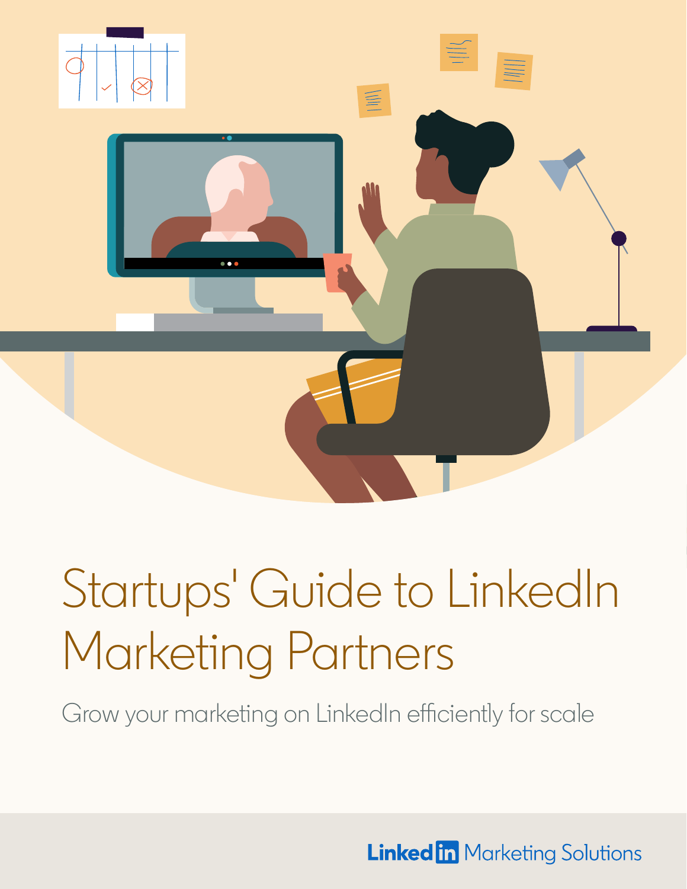# Startups' Guide to LinkedIn Marketing Partners

Grow your marketing on LinkedIn efficiently for scale

LinkedIn Marketing Solutions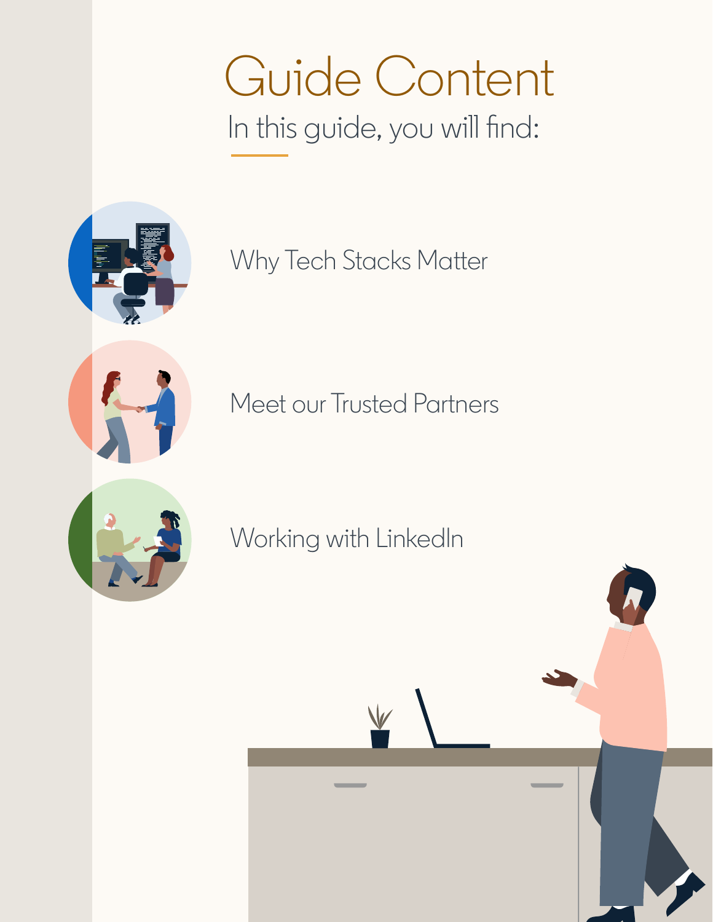# Guide Content

In this guide, you will find:

- Why Tech Stacks Matter
- Meet our Trusted Partners
- Working with LinkedIn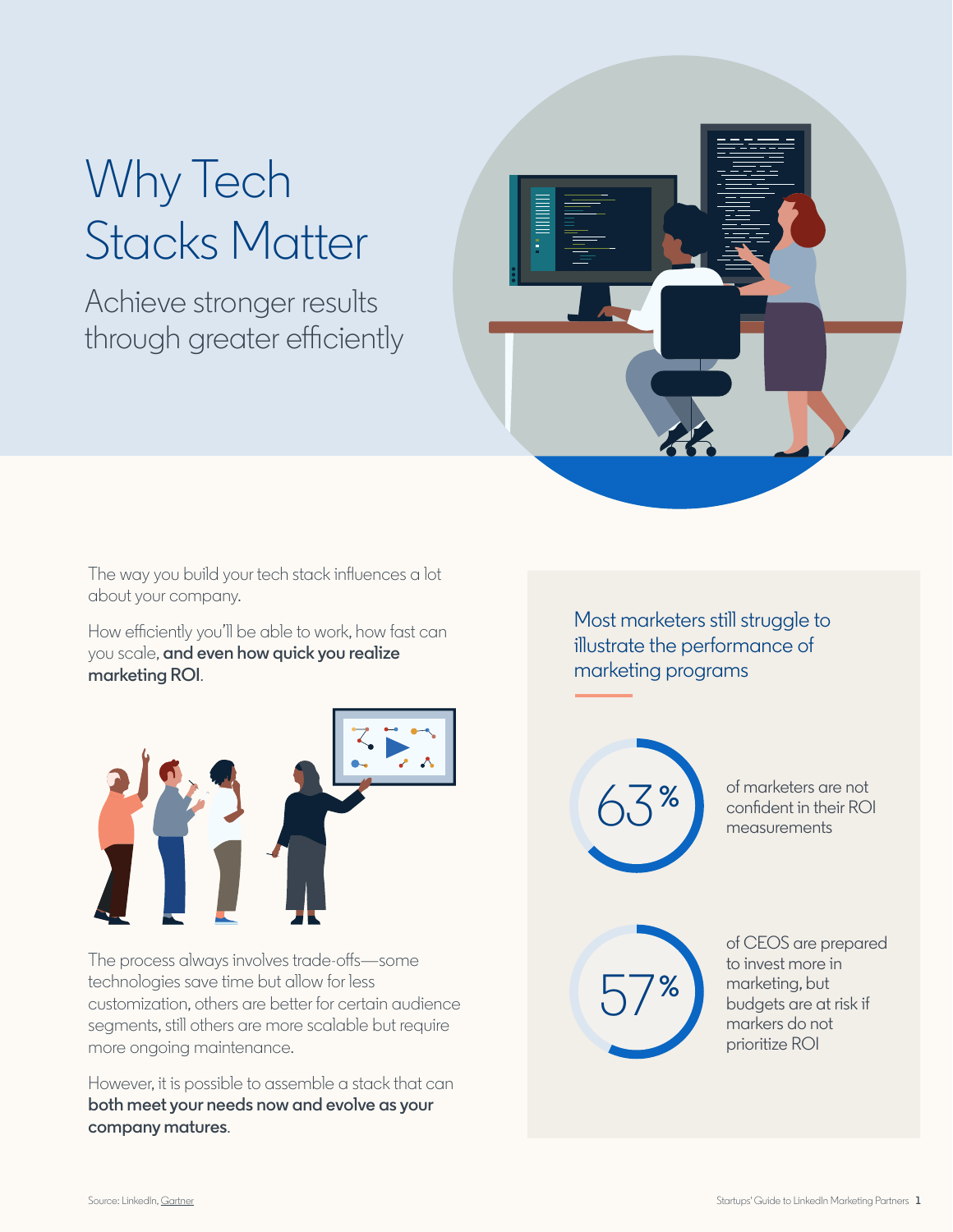# Why Tech Stacks Matter

## Achieve stronger results through greater efficiently

The way you build your tech stack influences a lot about your company.

How efficiently you'll be able to work, how fast can you scale, **and even how quick you realize marketing ROI**.

The process always involves trade-offs—some technologies save time but allow for less customization, others are better for certain audience segments, still others are more scalable but require more ongoing maintenance.

However, it is possible to assemble a stack that can **both meet your needs now and evolve as your company matures**.

### Most marketers still struggle to illustrate the performance of marketing programs

**63%** of marketers are not confident in their ROI measurements

**57%** of CEOS are prepared to invest more in marketing, but budgets are at risk if markers do not prioritize ROI

Source: LinkedIn, Gartner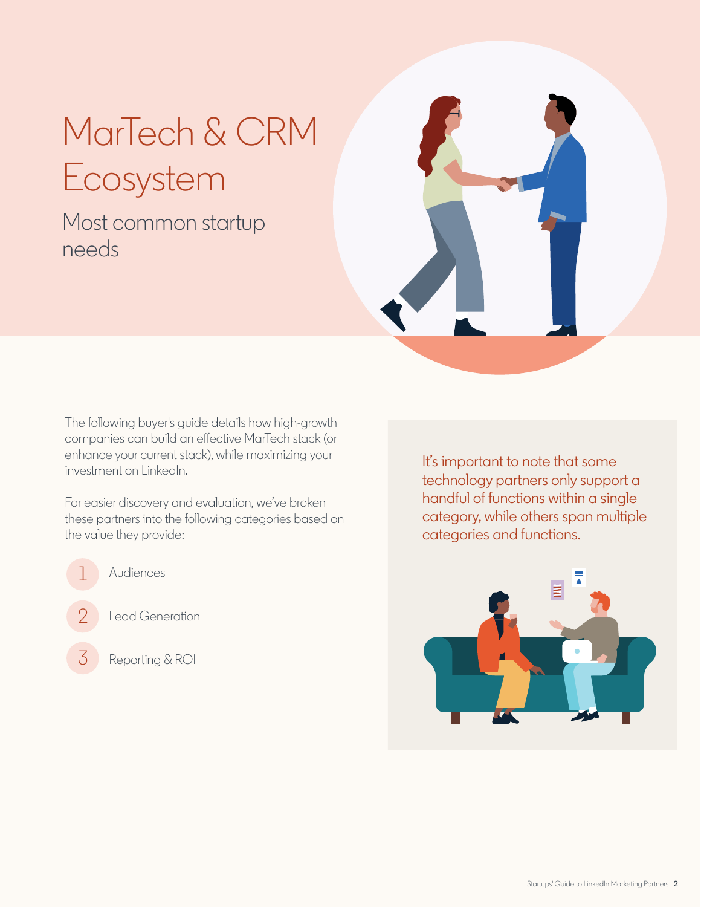# MarTech & CRM Ecosystem

## Most common startup needs

The following buyer's guide details how high-growth companies can build an effective MarTech stack (or enhance your current stack), while maximizing your investment on LinkedIn.

For easier discovery and evaluation, we've broken these partners into the following categories based on the value they provide:

1. Audiences
2. Lead Generation
3. Reporting & ROI

It's important to note that some technology partners only support a handful of functions within a single category, while others span multiple categories and functions.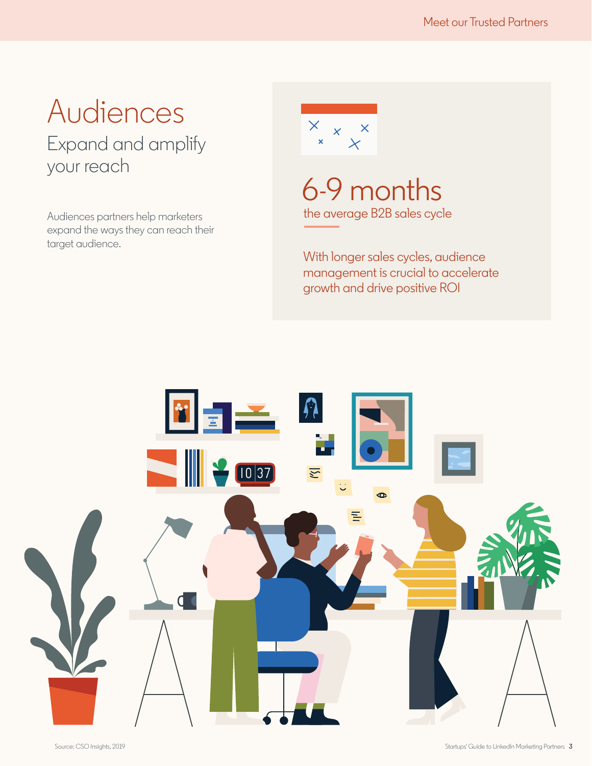# Audiences

## Expand and amplify your reach

Audiences partners help marketers expand the ways they can reach their target audience.

**6-9 months**
the average B2B sales cycle

With longer sales cycles, audience management is crucial to accelerate growth and drive positive ROI

Source: CSO Insights, 2019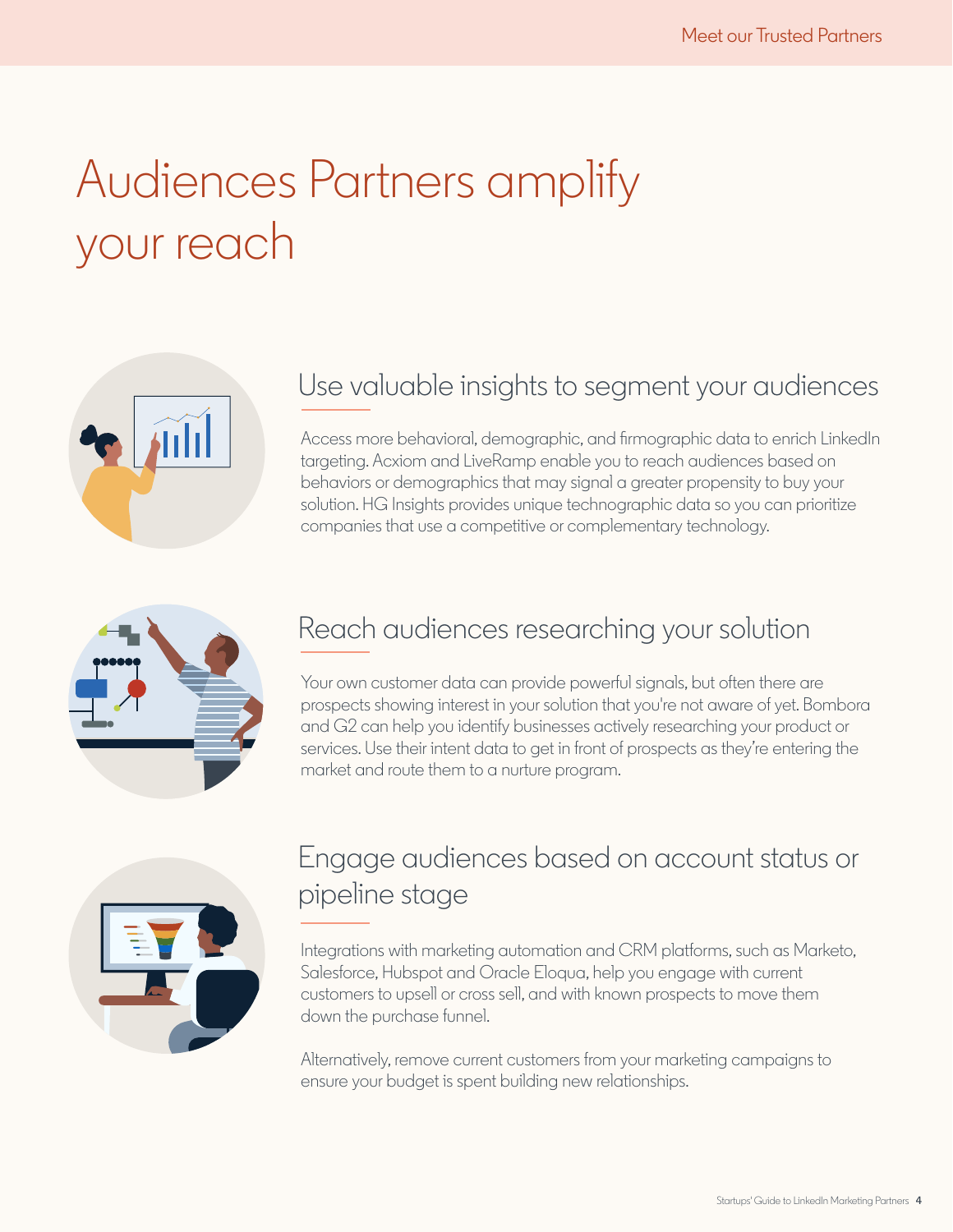# Audiences Partners amplify your reach

## Use valuable insights to segment your audiences

Access more behavioral, demographic, and firmographic data to enrich LinkedIn targeting. Acxiom and LiveRamp enable you to reach audiences based on behaviors or demographics that may signal a greater propensity to buy your solution. HG Insights provides unique technographic data so you can prioritize companies that use a competitive or complementary technology.

## Reach audiences researching your solution

Your own customer data can provide powerful signals, but often there are prospects showing interest in your solution that you're not aware of yet. Bombora and G2 can help you identify businesses actively researching your product or services. Use their intent data to get in front of prospects as they're entering the market and route them to a nurture program.

## Engage audiences based on account status or pipeline stage

Integrations with marketing automation and CRM platforms, such as Marketo, Salesforce, Hubspot and Oracle Eloqua, help you engage with current customers to upsell or cross sell, and with known prospects to move them down the purchase funnel.

Alternatively, remove current customers from your marketing campaigns to ensure your budget is spent building new relationships.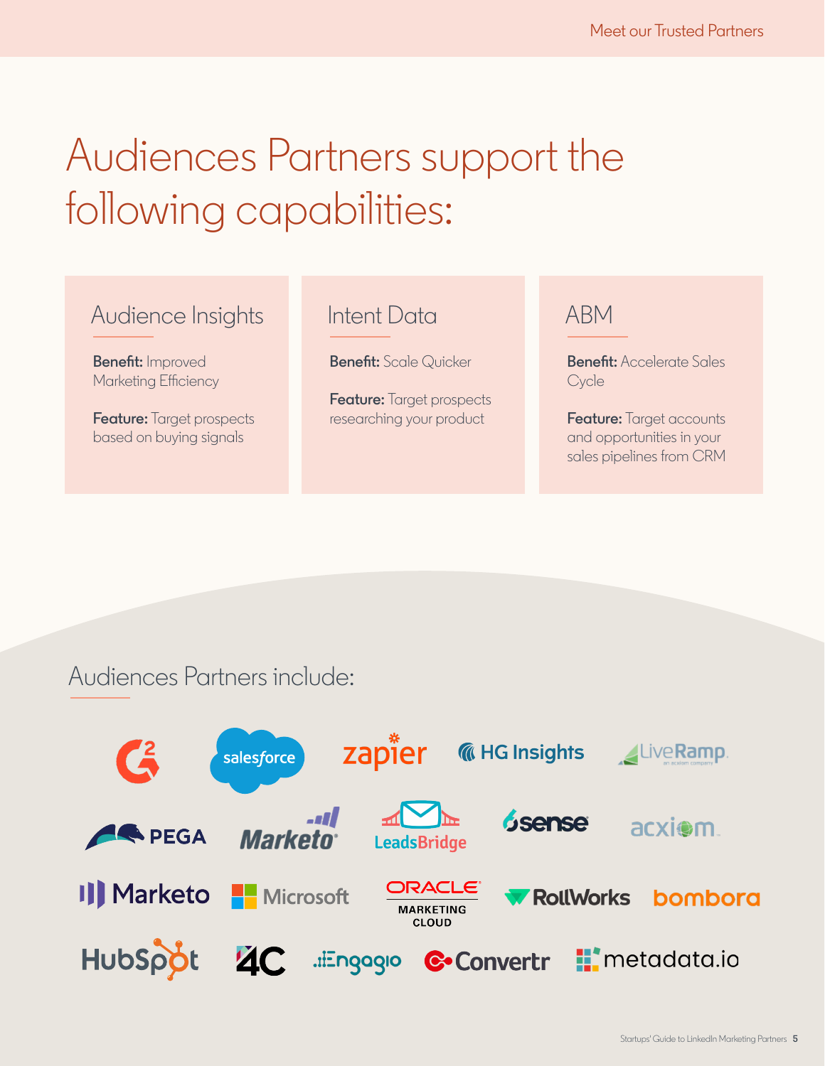# Audiences Partners support the following capabilities:

## Audience Insights

**Benefit:** Improved Marketing Efficiency

**Feature:** Target prospects based on buying signals

## Intent Data

**Benefit:** Scale Quicker

**Feature:** Target prospects researching your product

## ABM

**Benefit:** Accelerate Sales Cycle

**Feature:** Target accounts and opportunities in your sales pipelines from CRM

## Audiences Partners include:

G2, salesforce, zapier, HG Insights, LiveRamp, PEGA, Marketo, LeadsBridge, 6sense, acxiom, Marketo, Microsoft, Oracle Marketing Cloud, RollWorks, bombora, HubSpot, 4C, Engagio, Convertr, metadata.io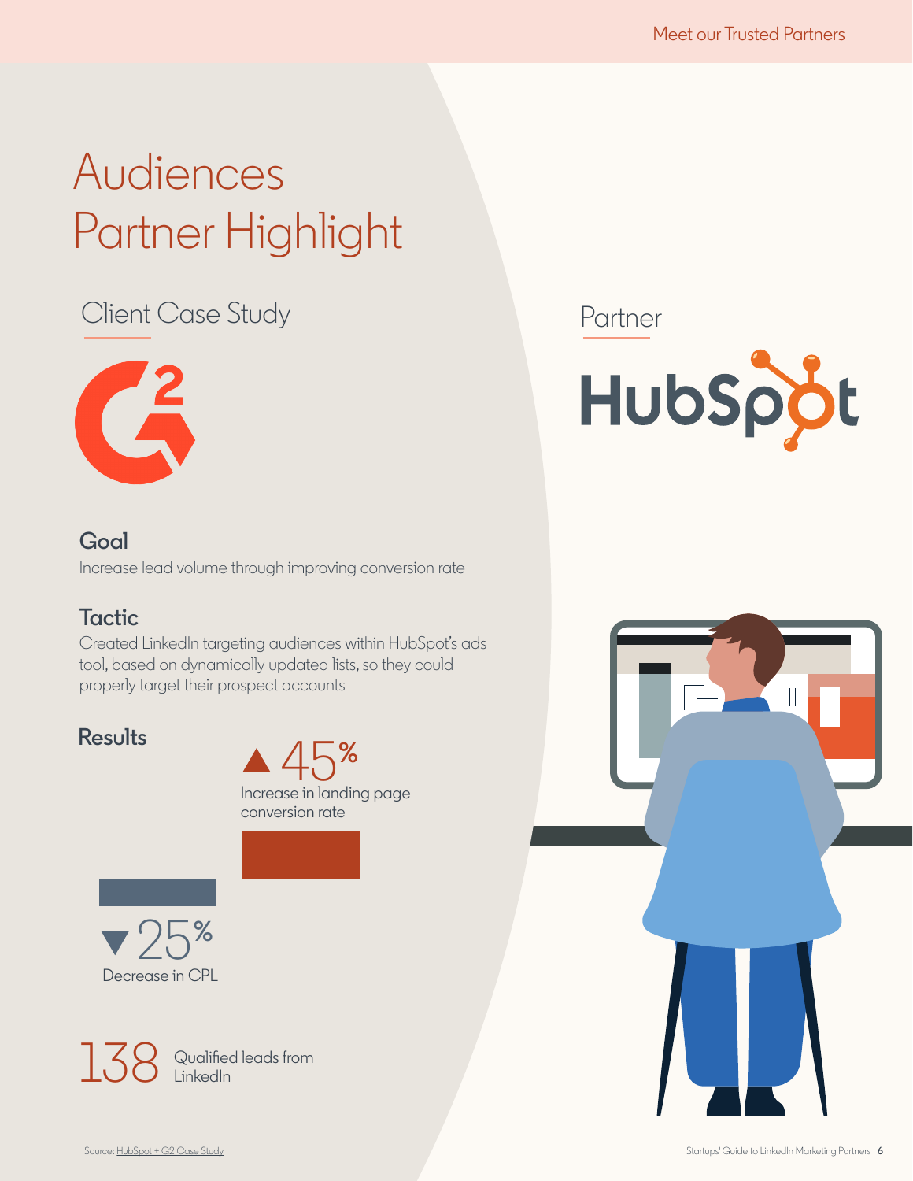# Audiences Partner Highlight

## Client Case Study

## Partner

HubSpot

### Goal

Increase lead volume through improving conversion rate

### Tactic

Created LinkedIn targeting audiences within HubSpot's ads tool, based on dynamically updated lists, so they could properly target their prospect accounts

### Results

▲ 45%
Increase in landing page conversion rate

▼ 25%
Decrease in CPL

138 Qualified leads from LinkedIn

Source: HubSpot + G2 Case Study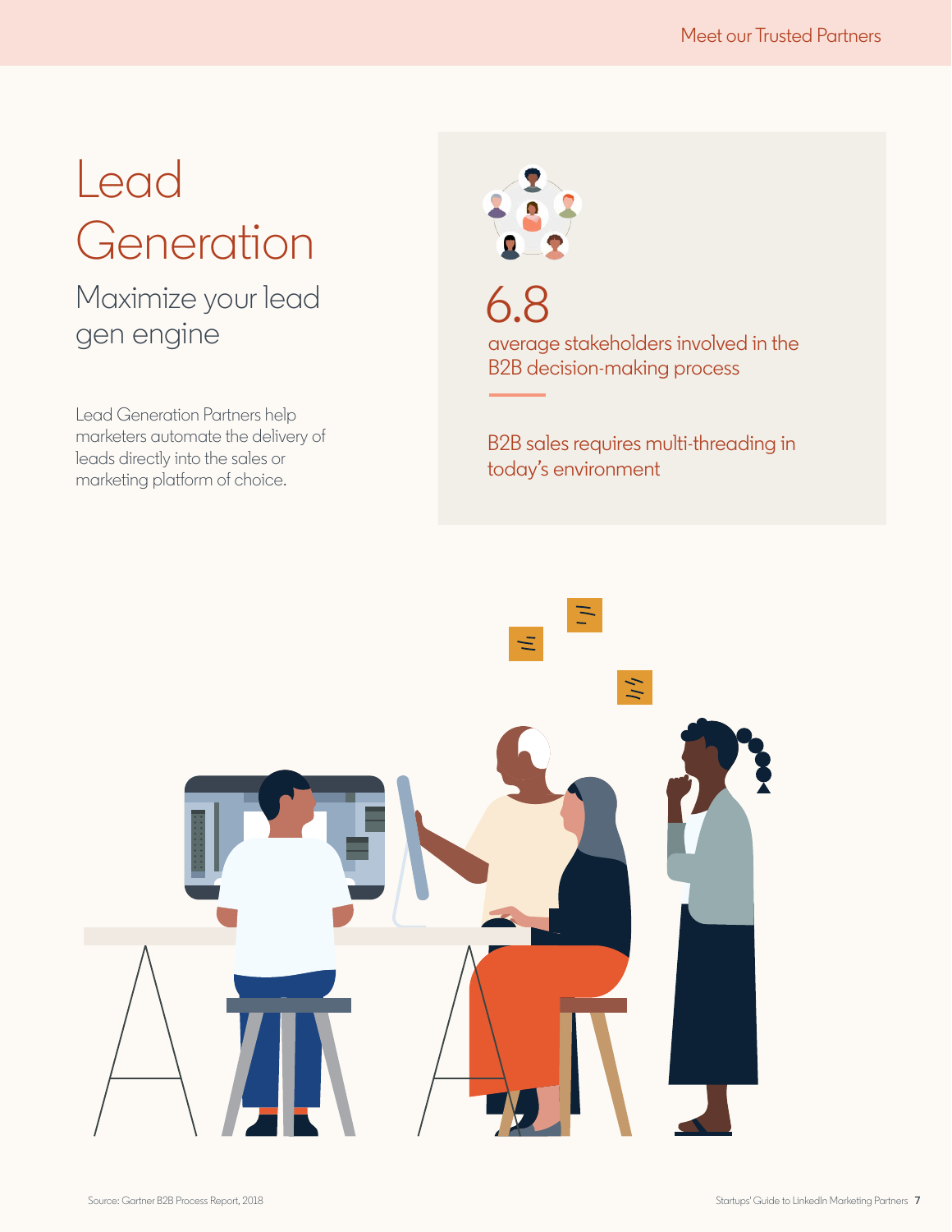# Lead Generation

## Maximize your lead gen engine

Lead Generation Partners help marketers automate the delivery of leads directly into the sales or marketing platform of choice.

**6.8**

average stakeholders involved in the B2B decision-making process

B2B sales requires multi-threading in today's environment

Source: Gartner B2B Process Report, 2018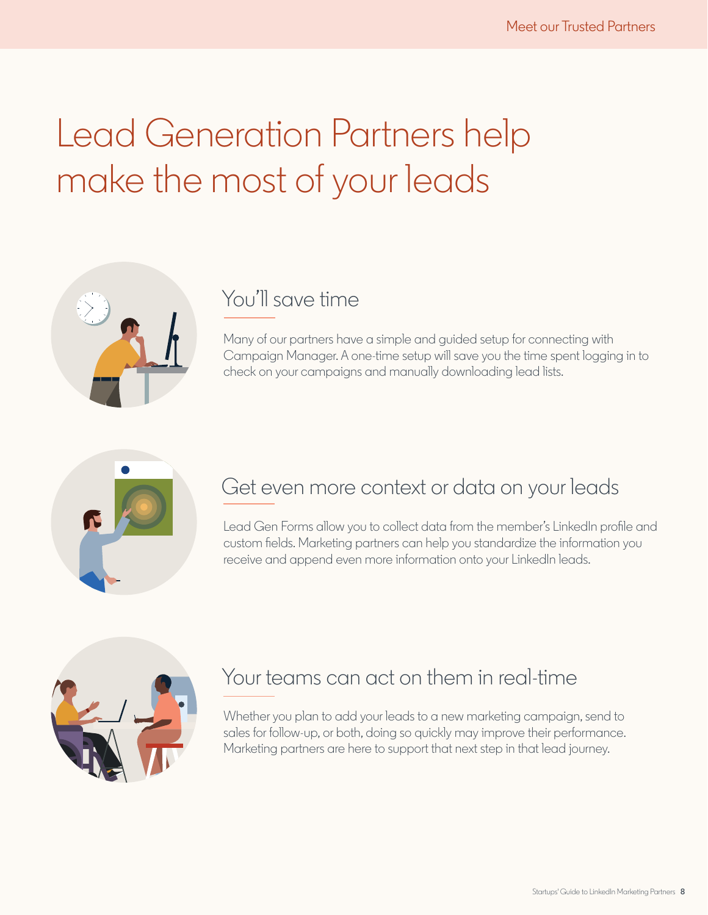# Lead Generation Partners help make the most of your leads

## You'll save time

Many of our partners have a simple and guided setup for connecting with Campaign Manager. A one-time setup will save you the time spent logging in to check on your campaigns and manually downloading lead lists.

## Get even more context or data on your leads

Lead Gen Forms allow you to collect data from the member's LinkedIn profile and custom fields. Marketing partners can help you standardize the information you receive and append even more information onto your LinkedIn leads.

## Your teams can act on them in real-time

Whether you plan to add your leads to a new marketing campaign, send to sales for follow-up, or both, doing so quickly may improve their performance. Marketing partners are here to support that next step in that lead journey.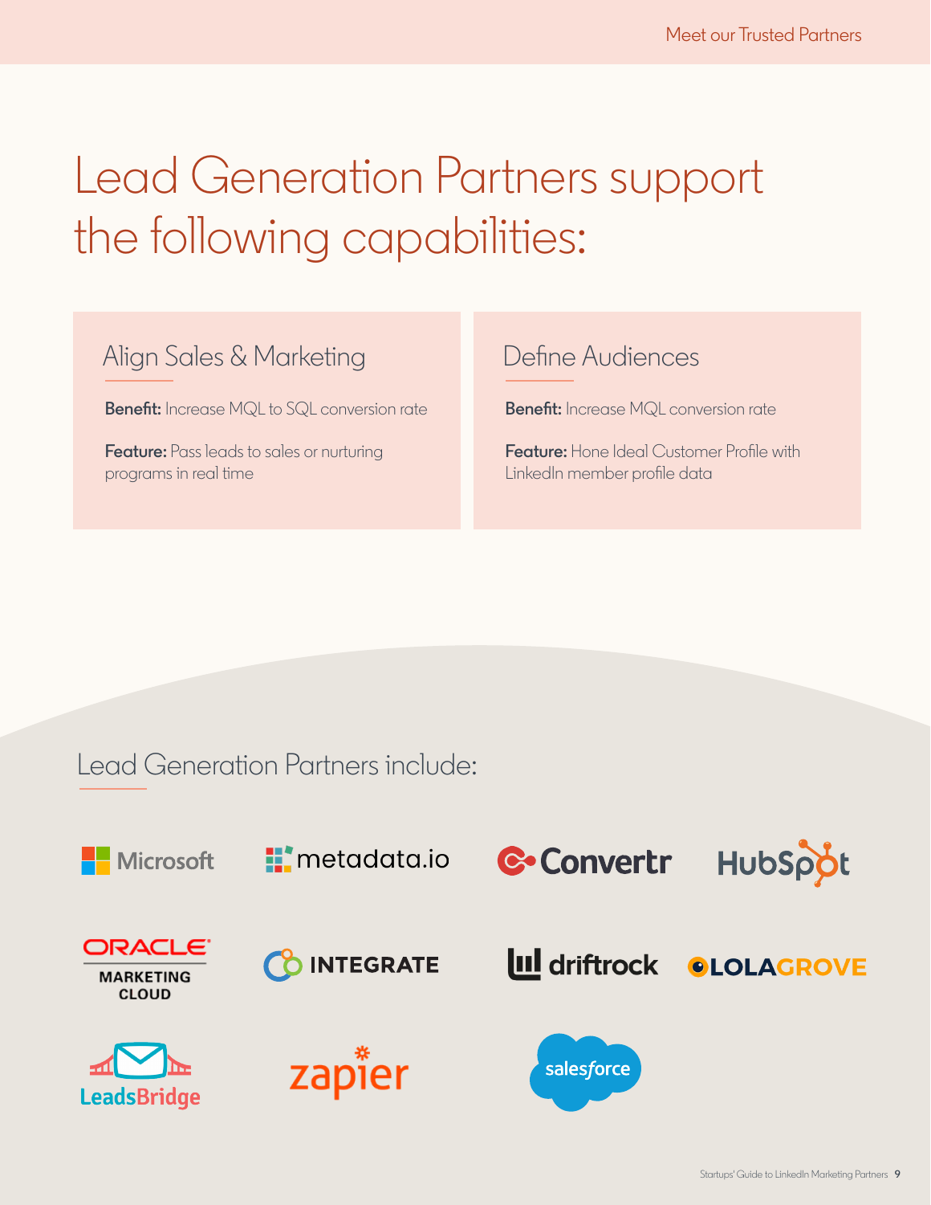# Lead Generation Partners support the following capabilities:

## Align Sales & Marketing

**Benefit:** Increase MQL to SQL conversion rate

**Feature:** Pass leads to sales or nurturing programs in real time

## Define Audiences

**Benefit:** Increase MQL conversion rate

**Feature:** Hone Ideal Customer Profile with LinkedIn member profile data

## Lead Generation Partners include:

- Microsoft
- metadata.io
- Convertr
- HubSpot
- Oracle Marketing Cloud
- Integrate
- driftrock
- Lolagrove
- LeadsBridge
- zapier
- salesforce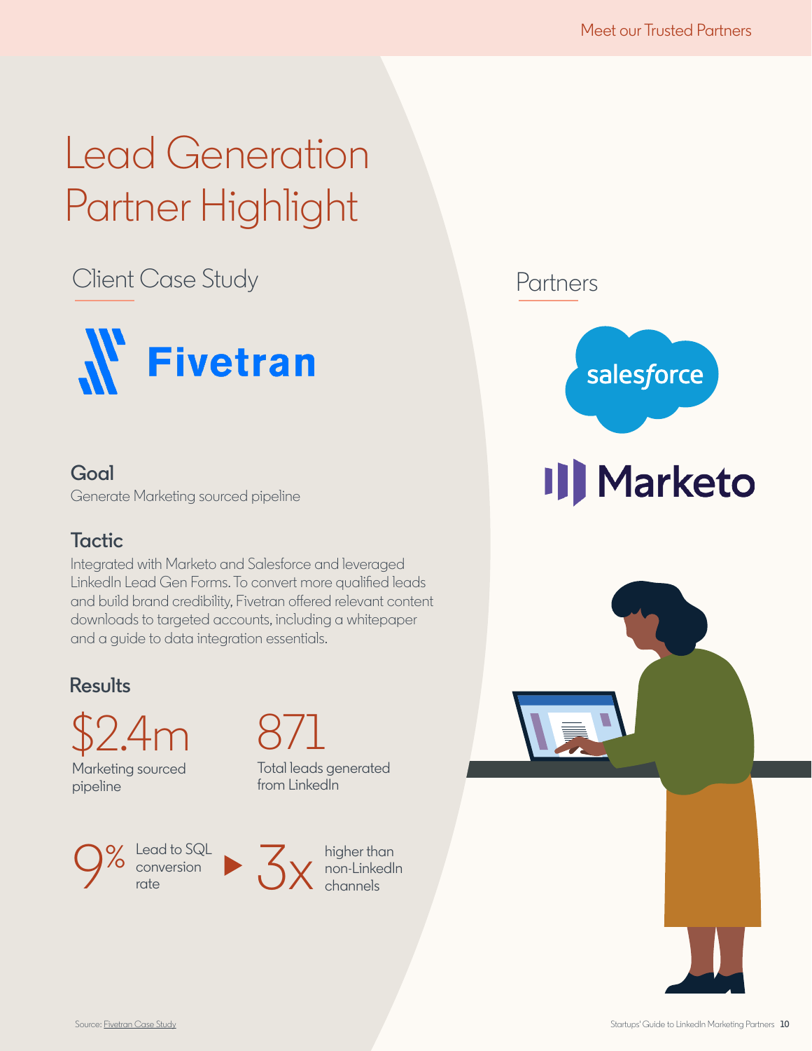# Lead Generation Partner Highlight

## Client Case Study

Fivetran

### Goal

Generate Marketing sourced pipeline

### Tactic

Integrated with Marketo and Salesforce and leveraged LinkedIn Lead Gen Forms. To convert more qualified leads and build brand credibility, Fivetran offered relevant content downloads to targeted accounts, including a whitepaper and a guide to data integration essentials.

### Results

**$2.4m**
Marketing sourced pipeline

**871**
Total leads generated from LinkedIn

**9%** Lead to SQL conversion rate ▶ **3x** higher than non-LinkedIn channels

## Partners

salesforce

Marketo

Source: Fivetran Case Study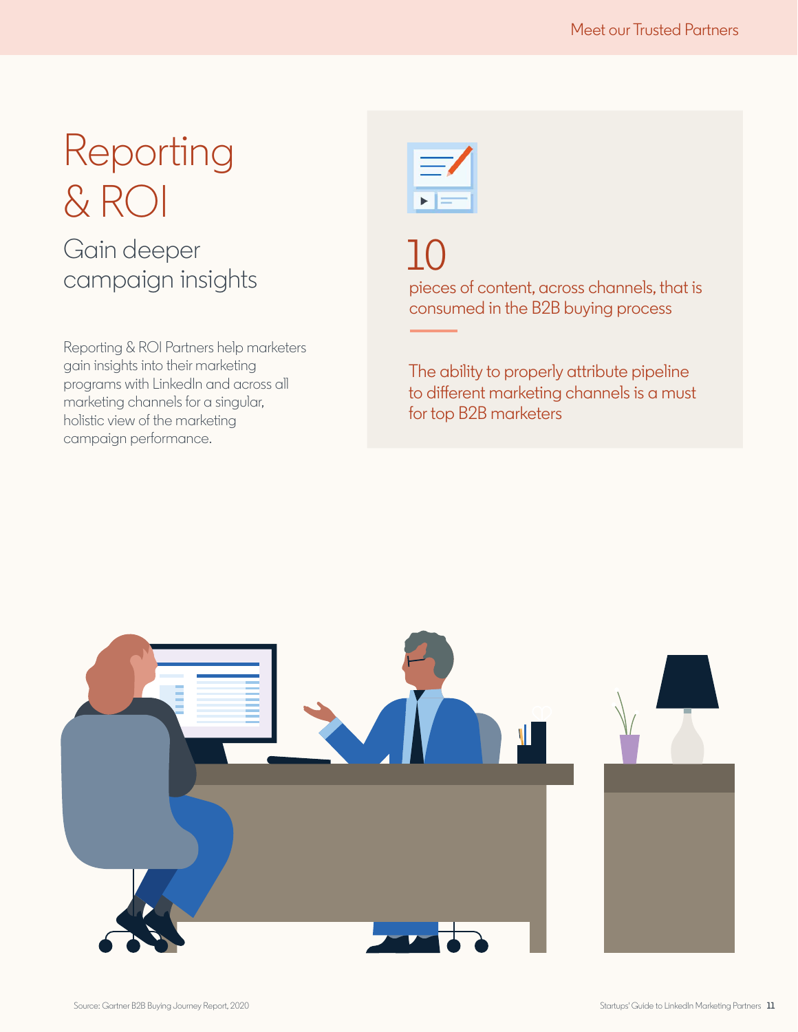# Reporting & ROI

## Gain deeper campaign insights

Reporting & ROI Partners help marketers gain insights into their marketing programs with LinkedIn and across all marketing channels for a singular, holistic view of the marketing campaign performance.

10

pieces of content, across channels, that is consumed in the B2B buying process

The ability to properly attribute pipeline to different marketing channels is a must for top B2B marketers

Source: Gartner B2B Buying Journey Report, 2020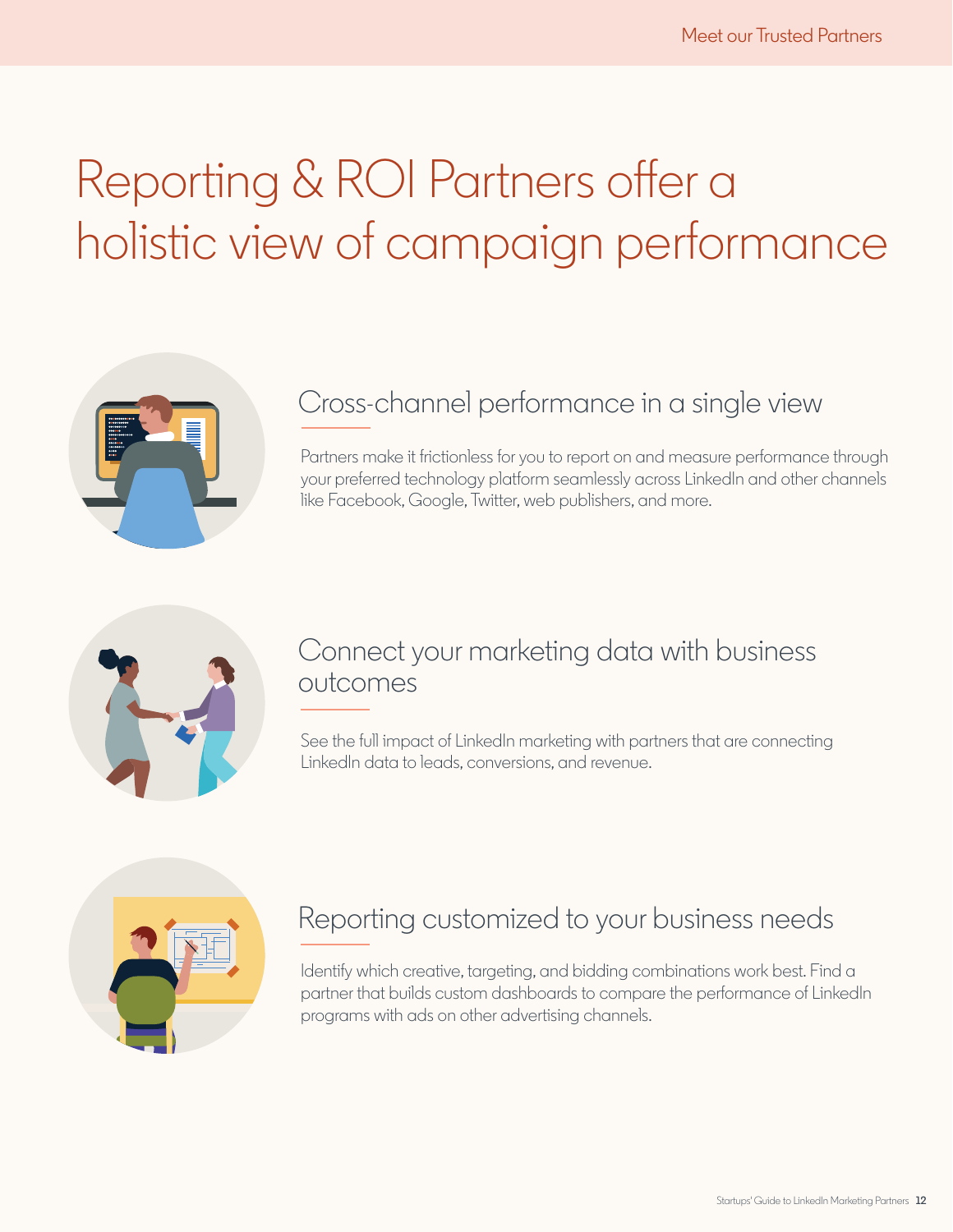# Reporting & ROI Partners offer a holistic view of campaign performance

## Cross-channel performance in a single view

Partners make it frictionless for you to report on and measure performance through your preferred technology platform seamlessly across LinkedIn and other channels like Facebook, Google, Twitter, web publishers, and more.

## Connect your marketing data with business outcomes

See the full impact of LinkedIn marketing with partners that are connecting LinkedIn data to leads, conversions, and revenue.

## Reporting customized to your business needs

Identify which creative, targeting, and bidding combinations work best. Find a partner that builds custom dashboards to compare the performance of LinkedIn programs with ads on other advertising channels.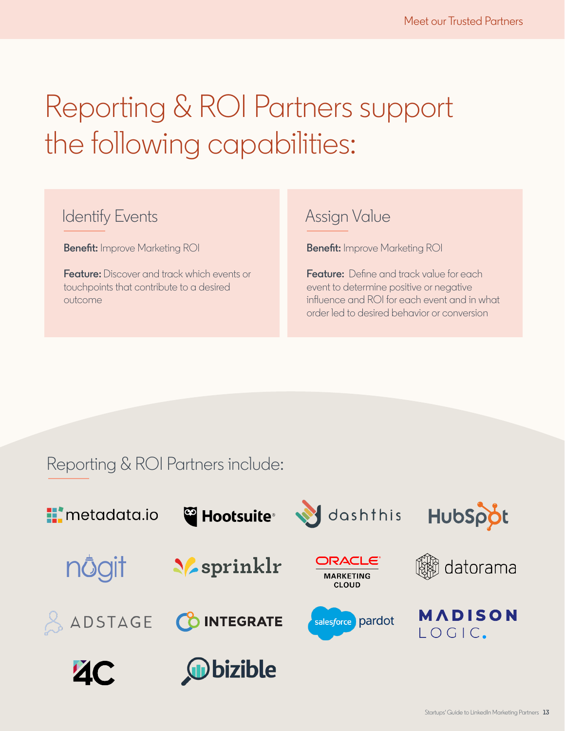# Reporting & ROI Partners support the following capabilities:

## Identify Events

**Benefit:** Improve Marketing ROI

**Feature:** Discover and track which events or touchpoints that contribute to a desired outcome

## Assign Value

**Benefit:** Improve Marketing ROI

**Feature:** Define and track value for each event to determine positive or negative influence and ROI for each event and in what order led to desired behavior or conversion

## Reporting & ROI Partners include:

- metadata.io
- Hootsuite
- dashthis
- HubSpot
- nugit
- sprinklr
- Oracle Marketing Cloud
- datorama
- AdStage
- Integrate
- Salesforce Pardot
- Madison Logic
- 4C
- bizible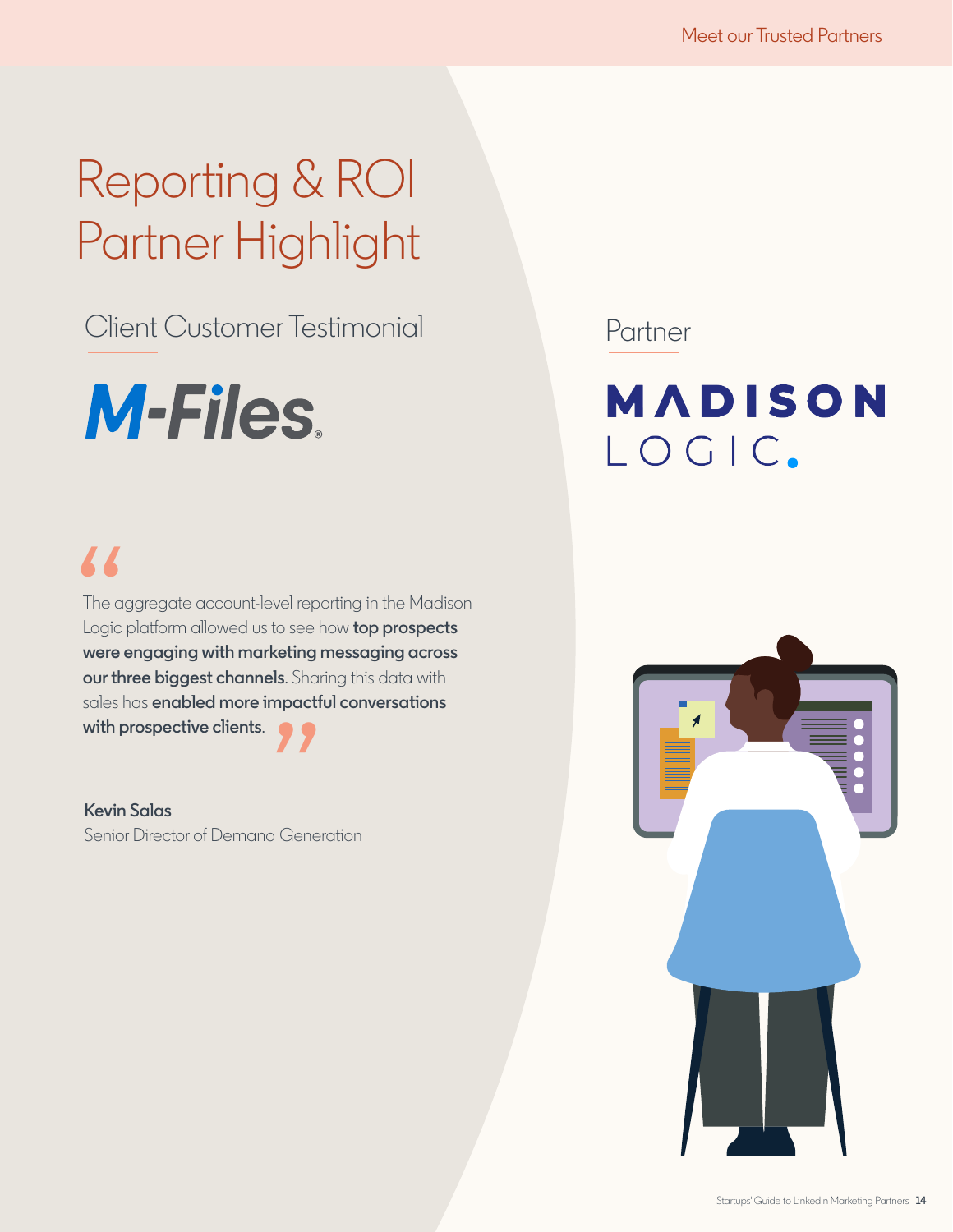# Reporting & ROI Partner Highlight

## Client Customer Testimonial

M-Files

## Partner

MADISON LOGIC

> "The aggregate account-level reporting in the Madison Logic platform allowed us to see how **top prospects were engaging with marketing messaging across our three biggest channels**. Sharing this data with sales has **enabled more impactful conversations with prospective clients**."

**Kevin Salas**
Senior Director of Demand Generation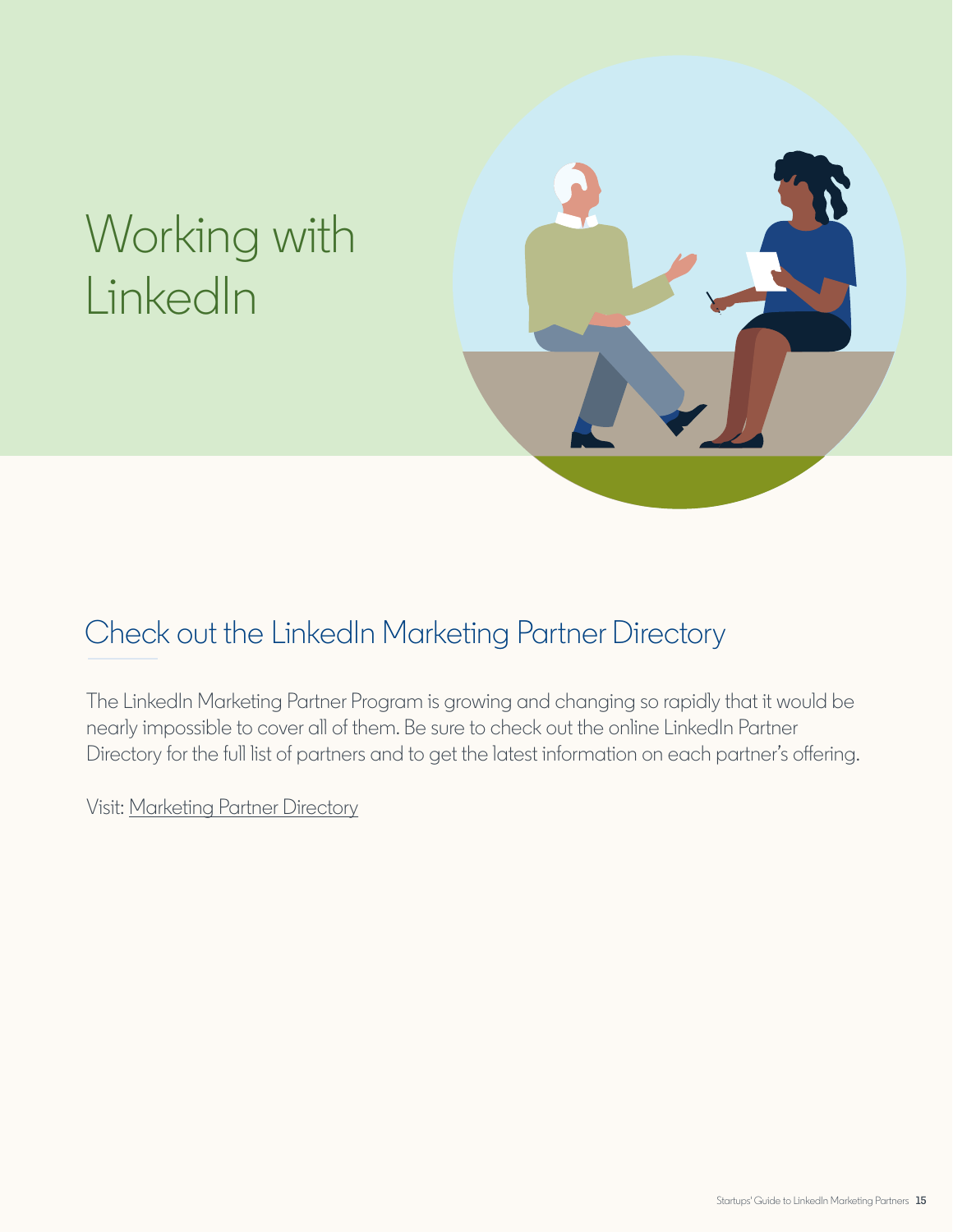# Working with LinkedIn

## Check out the LinkedIn Marketing Partner Directory

The LinkedIn Marketing Partner Program is growing and changing so rapidly that it would be nearly impossible to cover all of them. Be sure to check out the online LinkedIn Partner Directory for the full list of partners and to get the latest information on each partner's offering.

Visit: Marketing Partner Directory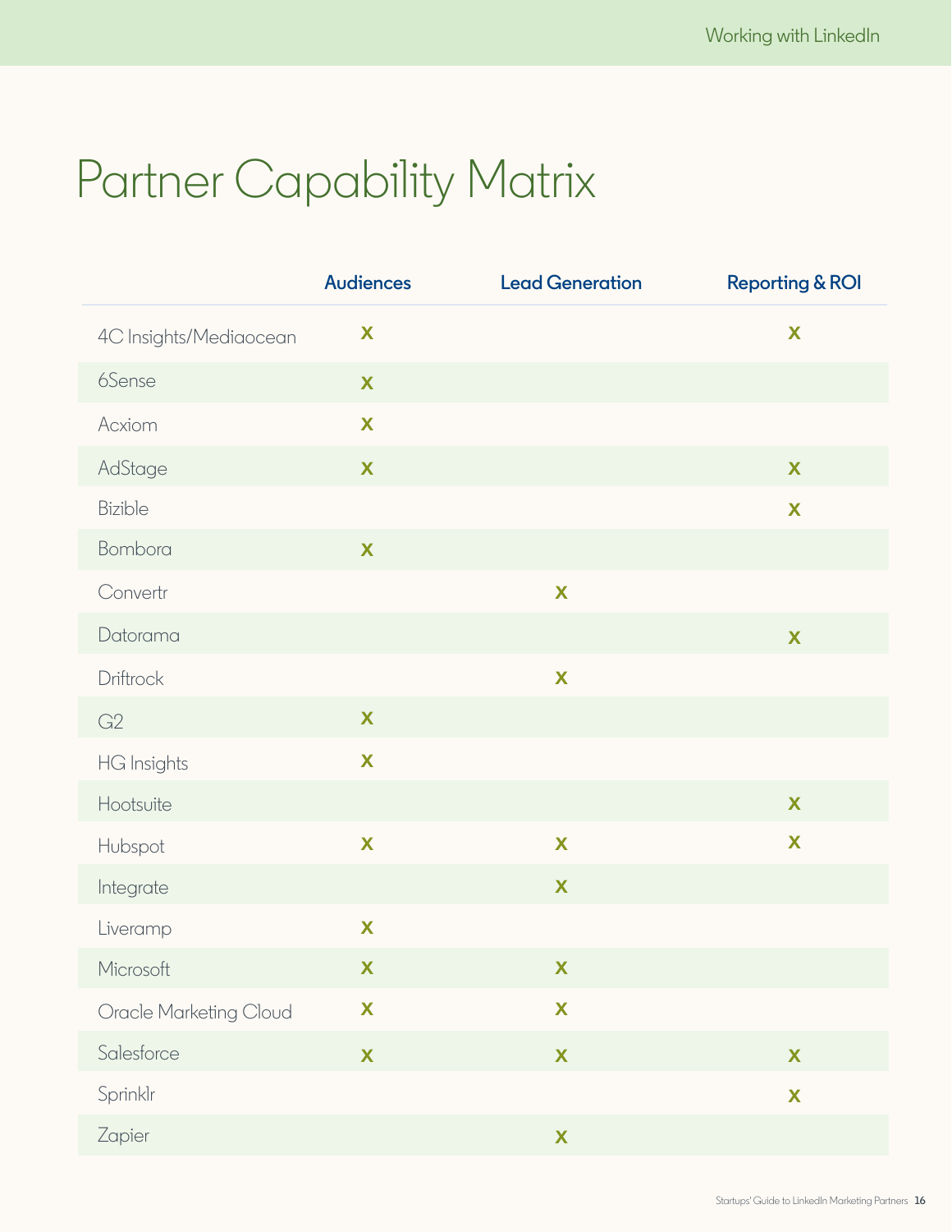# Partner Capability Matrix

| | Audiences | Lead Generation | Reporting & ROI |
|---|---|---|---|
| 4C Insights/Mediaocean | X | | X |
| 6Sense | X | | |
| Acxiom | X | | |
| AdStage | X | | X |
| Bizible | | | X |
| Bombora | X | | |
| Convertr | | X | |
| Datorama | | | X |
| Driftrock | | X | |
| G2 | X | | |
| HG Insights | X | | |
| Hootsuite | | | X |
| Hubspot | X | X | X |
| Integrate | | X | |
| Liveramp | X | | |
| Microsoft | X | X | |
| Oracle Marketing Cloud | X | X | |
| Salesforce | X | X | X |
| Sprinklr | | | X |
| Zapier | | X | |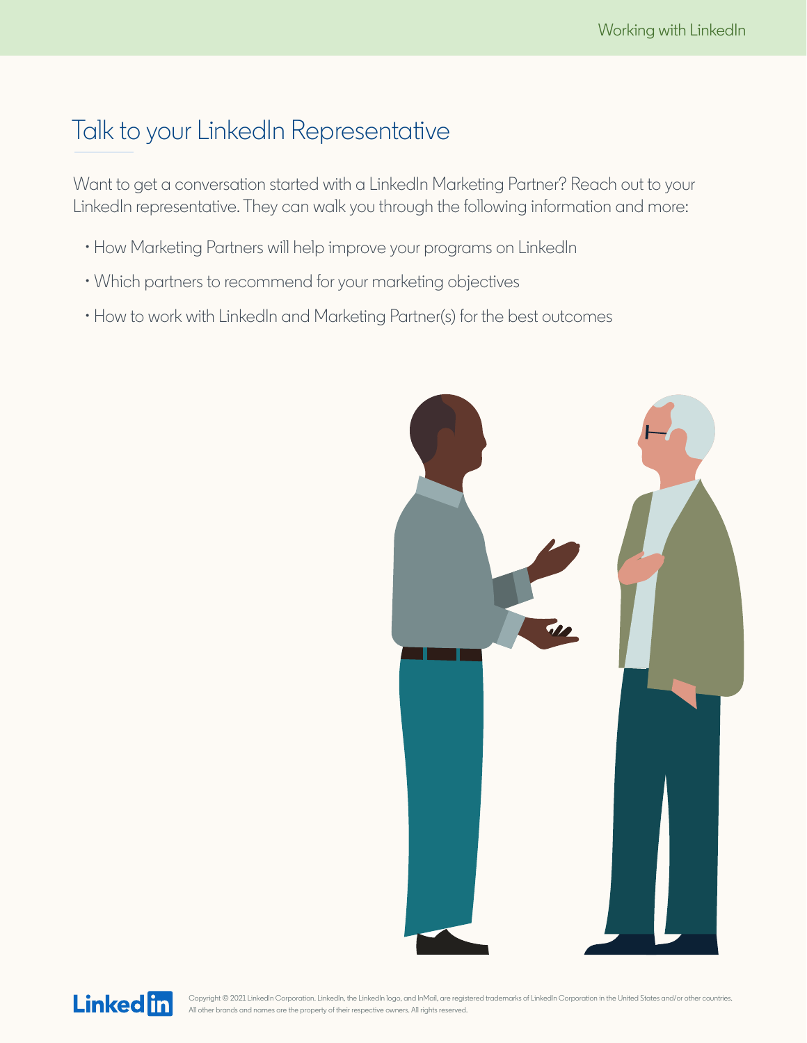## Talk to your LinkedIn Representative

Want to get a conversation started with a LinkedIn Marketing Partner? Reach out to your LinkedIn representative. They can walk you through the following information and more:

- How Marketing Partners will help improve your programs on LinkedIn
- Which partners to recommend for your marketing objectives
- How to work with LinkedIn and Marketing Partner(s) for the best outcomes

Copyright © 2021 LinkedIn Corporation. LinkedIn, the LinkedIn logo, and InMail, are registered trademarks of LinkedIn Corporation in the United States and/or other countries. All other brands and names are the property of their respective owners. All rights reserved.